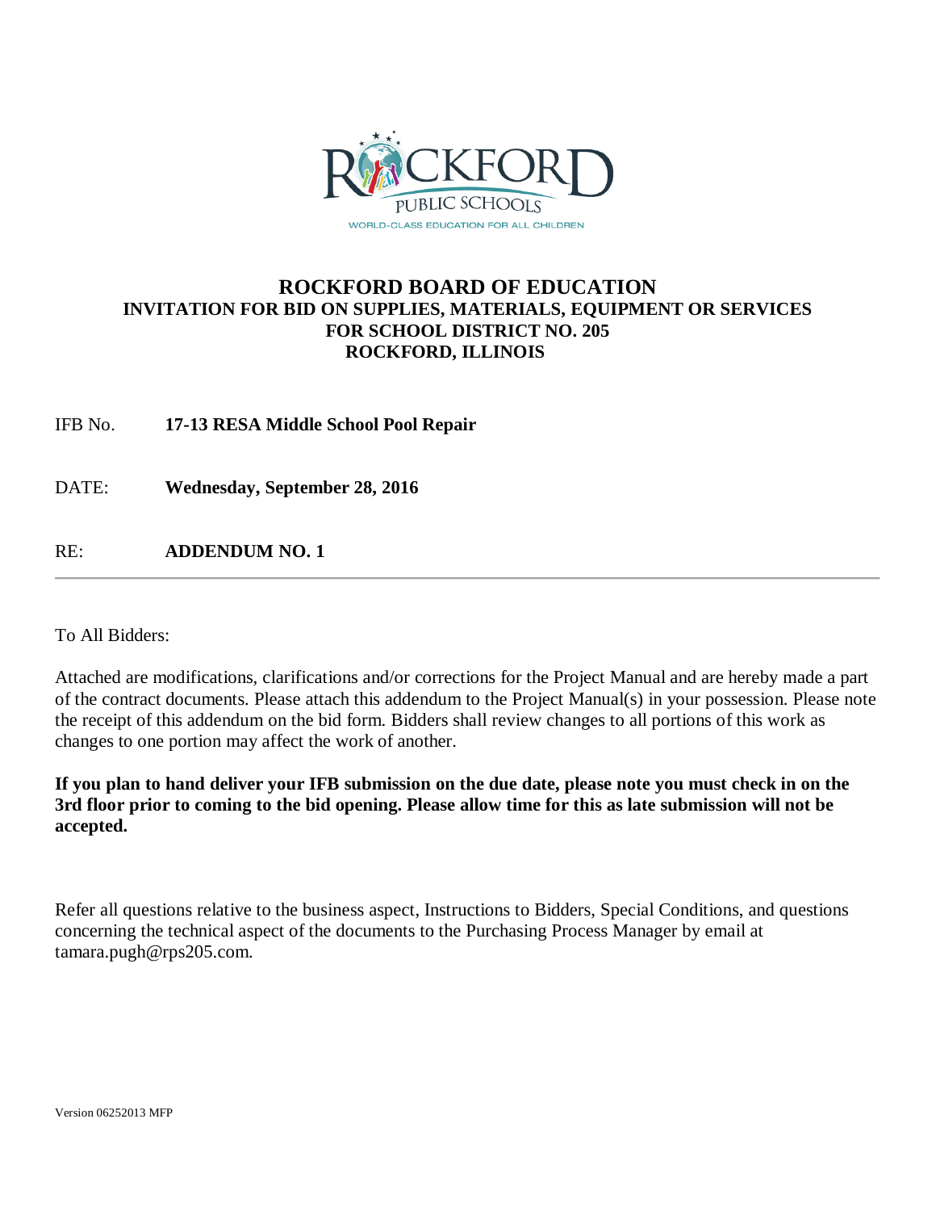ROCKFORD PUBLIC SCHOOLS
WORLD-CLASS EDUCATION FOR ALL CHILDREN

# ROCKFORD BOARD OF EDUCATION

**INVITATION FOR BID ON SUPPLIES, MATERIALS, EQUIPMENT OR SERVICES**
**FOR SCHOOL DISTRICT NO. 205**
**ROCKFORD, ILLINOIS**

IFB No. **17-13 RESA Middle School Pool Repair**

DATE: **Wednesday, September 28, 2016**

RE: **ADDENDUM NO. 1**

---

To All Bidders:

Attached are modifications, clarifications and/or corrections for the Project Manual and are hereby made a part of the contract documents. Please attach this addendum to the Project Manual(s) in your possession. Please note the receipt of this addendum on the bid form. Bidders shall review changes to all portions of this work as changes to one portion may affect the work of another.

**If you plan to hand deliver your IFB submission on the due date, please note you must check in on the 3rd floor prior to coming to the bid opening. Please allow time for this as late submission will not be accepted.**

Refer all questions relative to the business aspect, Instructions to Bidders, Special Conditions, and questions concerning the technical aspect of the documents to the Purchasing Process Manager by email at tamara.pugh@rps205.com.

Version 06252013 MFP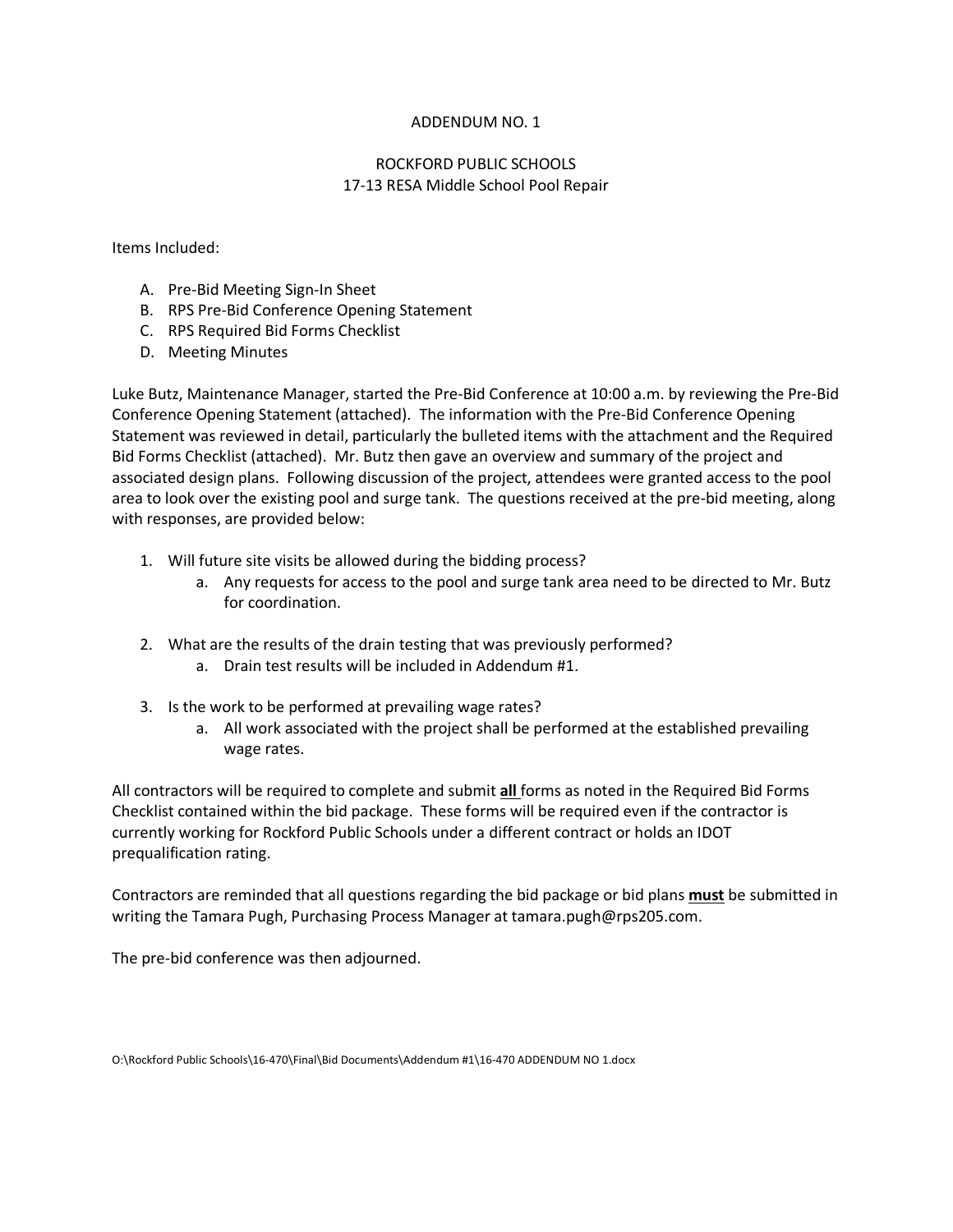ADDENDUM NO. 1

ROCKFORD PUBLIC SCHOOLS
17-13 RESA Middle School Pool Repair

Items Included:

A. Pre-Bid Meeting Sign-In Sheet
B. RPS Pre-Bid Conference Opening Statement
C. RPS Required Bid Forms Checklist
D. Meeting Minutes

Luke Butz, Maintenance Manager, started the Pre-Bid Conference at 10:00 a.m. by reviewing the Pre-Bid Conference Opening Statement (attached). The information with the Pre-Bid Conference Opening Statement was reviewed in detail, particularly the bulleted items with the attachment and the Required Bid Forms Checklist (attached). Mr. Butz then gave an overview and summary of the project and associated design plans. Following discussion of the project, attendees were granted access to the pool area to look over the existing pool and surge tank. The questions received at the pre-bid meeting, along with responses, are provided below:

1. Will future site visits be allowed during the bidding process?
   a. Any requests for access to the pool and surge tank area need to be directed to Mr. Butz for coordination.

2. What are the results of the drain testing that was previously performed?
   a. Drain test results will be included in Addendum #1.

3. Is the work to be performed at prevailing wage rates?
   a. All work associated with the project shall be performed at the established prevailing wage rates.

All contractors will be required to complete and submit **all** forms as noted in the Required Bid Forms Checklist contained within the bid package. These forms will be required even if the contractor is currently working for Rockford Public Schools under a different contract or holds an IDOT prequalification rating.

Contractors are reminded that all questions regarding the bid package or bid plans **must** be submitted in writing the Tamara Pugh, Purchasing Process Manager at tamara.pugh@rps205.com.

The pre-bid conference was then adjourned.

O:\Rockford Public Schools\16-470\Final\Bid Documents\Addendum #1\16-470 ADDENDUM NO 1.docx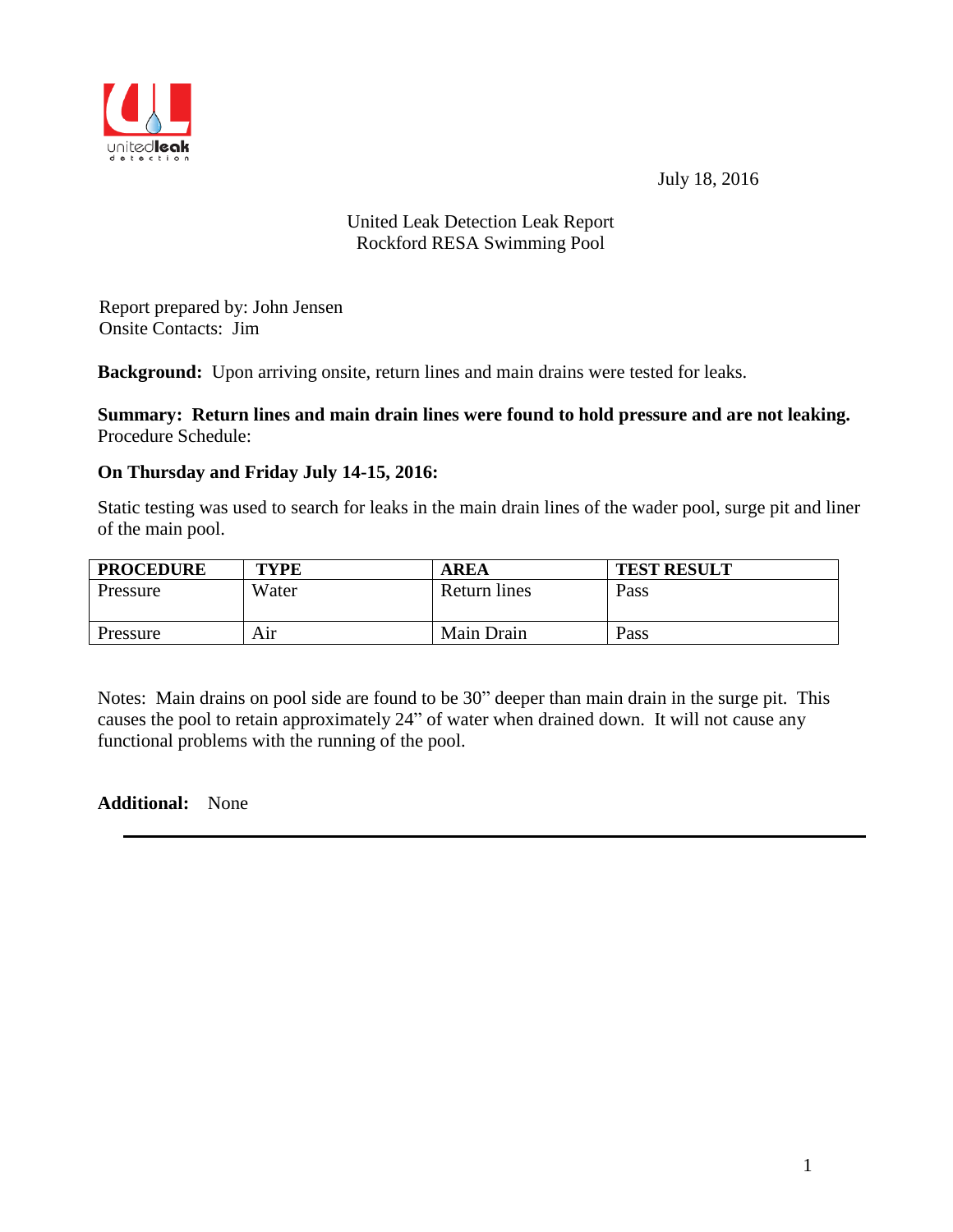July 18, 2016

United Leak Detection Leak Report
Rockford RESA Swimming Pool

Report prepared by: John Jensen
Onsite Contacts: Jim

**Background:** Upon arriving onsite, return lines and main drains were tested for leaks.

**Summary: Return lines and main drain lines were found to hold pressure and are not leaking.**
Procedure Schedule:

**On Thursday and Friday July 14-15, 2016:**

Static testing was used to search for leaks in the main drain lines of the wader pool, surge pit and liner of the main pool.

| PROCEDURE | TYPE | AREA | TEST RESULT |
|---|---|---|---|
| Pressure | Water | Return lines | Pass |
| Pressure | Air | Main Drain | Pass |

Notes: Main drains on pool side are found to be 30" deeper than main drain in the surge pit. This causes the pool to retain approximately 24" of water when drained down. It will not cause any functional problems with the running of the pool.

**Additional:** None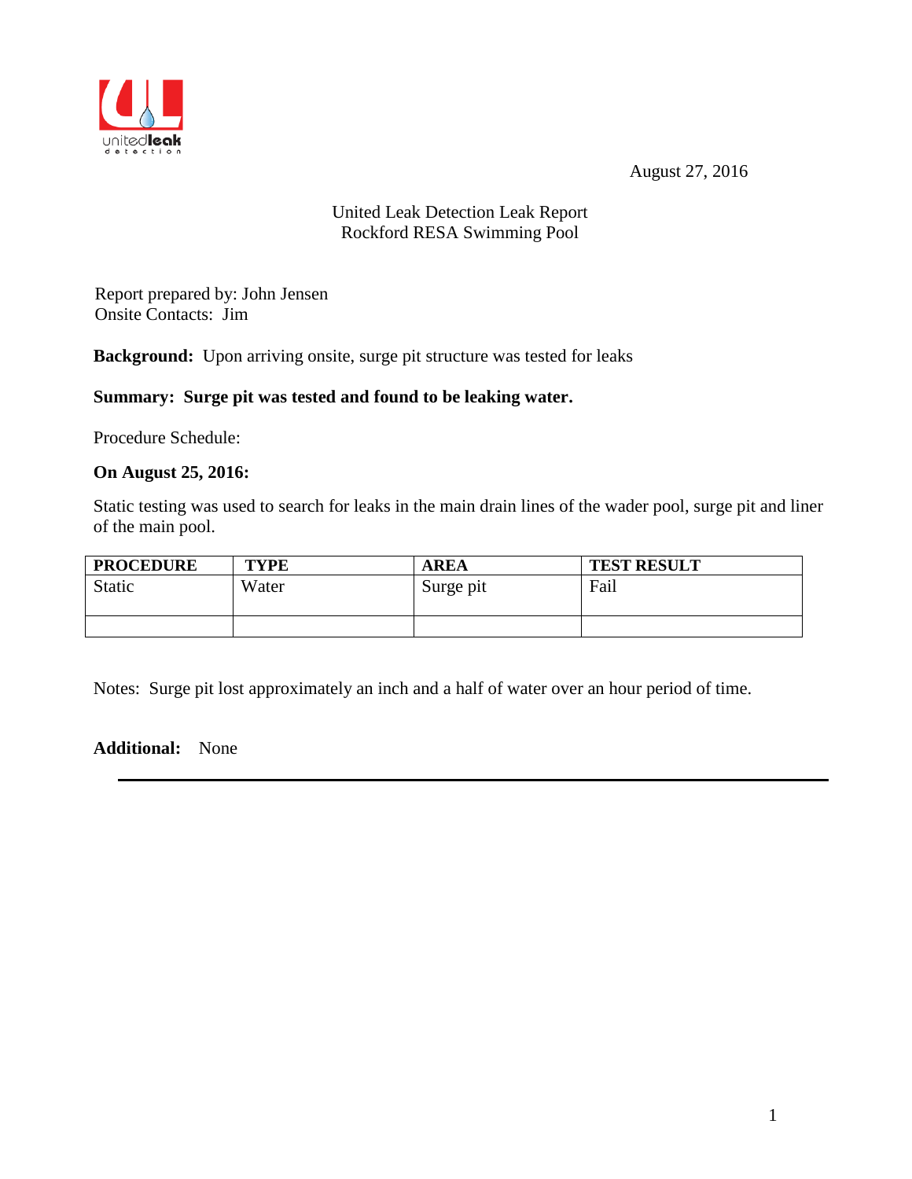August 27, 2016

United Leak Detection Leak Report
Rockford RESA Swimming Pool

Report prepared by: John Jensen
Onsite Contacts: Jim

**Background:** Upon arriving onsite, surge pit structure was tested for leaks

**Summary: Surge pit was tested and found to be leaking water.**

Procedure Schedule:

**On August 25, 2016:**

Static testing was used to search for leaks in the main drain lines of the wader pool, surge pit and liner of the main pool.

| PROCEDURE | TYPE | AREA | TEST RESULT |
|---|---|---|---|
| Static | Water | Surge pit | Fail |
| | | | |

Notes: Surge pit lost approximately an inch and a half of water over an hour period of time.

**Additional:** None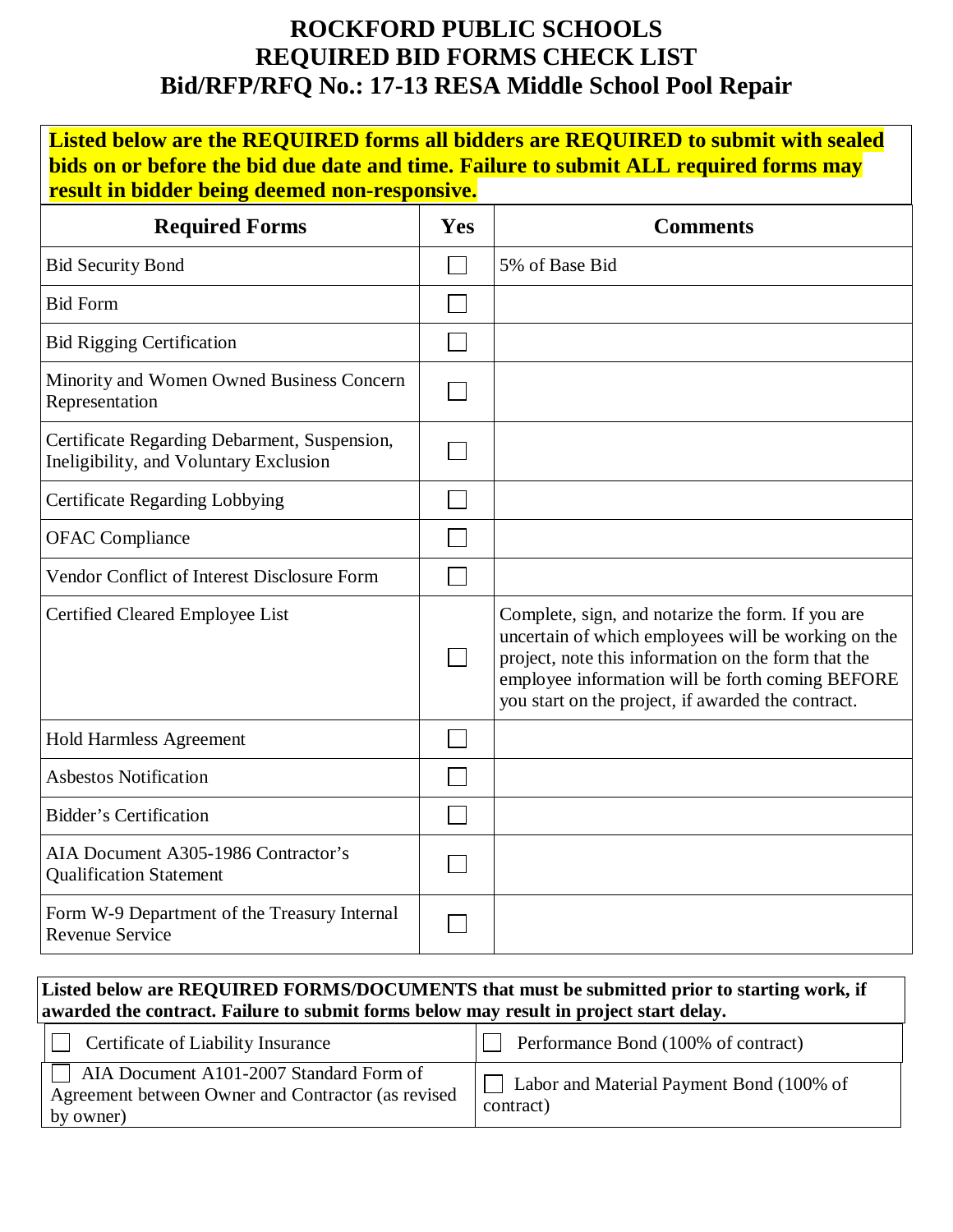# ROCKFORD PUBLIC SCHOOLS
# REQUIRED BID FORMS CHECK LIST
# Bid/RFP/RFQ No.: 17-13 RESA Middle School Pool Repair

**Listed below are the REQUIRED forms all bidders are REQUIRED to submit with sealed bids on or before the bid due date and time. Failure to submit ALL required forms may result in bidder being deemed non-responsive.**

| Required Forms | Yes | Comments |
|---|---|---|
| Bid Security Bond | ☐ | 5% of Base Bid |
| Bid Form | ☐ | |
| Bid Rigging Certification | ☐ | |
| Minority and Women Owned Business Concern Representation | ☐ | |
| Certificate Regarding Debarment, Suspension, Ineligibility, and Voluntary Exclusion | ☐ | |
| Certificate Regarding Lobbying | ☐ | |
| OFAC Compliance | ☐ | |
| Vendor Conflict of Interest Disclosure Form | ☐ | |
| Certified Cleared Employee List | ☐ | Complete, sign, and notarize the form. If you are uncertain of which employees will be working on the project, note this information on the form that the employee information will be forth coming BEFORE you start on the project, if awarded the contract. |
| Hold Harmless Agreement | ☐ | |
| Asbestos Notification | ☐ | |
| Bidder's Certification | ☐ | |
| AIA Document A305-1986 Contractor's Qualification Statement | ☐ | |
| Form W-9 Department of the Treasury Internal Revenue Service | ☐ | |

**Listed below are REQUIRED FORMS/DOCUMENTS that must be submitted prior to starting work, if awarded the contract. Failure to submit forms below may result in project start delay.**

| | |
|---|---|
| ☐ Certificate of Liability Insurance | ☐ Performance Bond (100% of contract) |
| ☐ AIA Document A101-2007 Standard Form of Agreement between Owner and Contractor (as revised by owner) | ☐ Labor and Material Payment Bond (100% of contract) |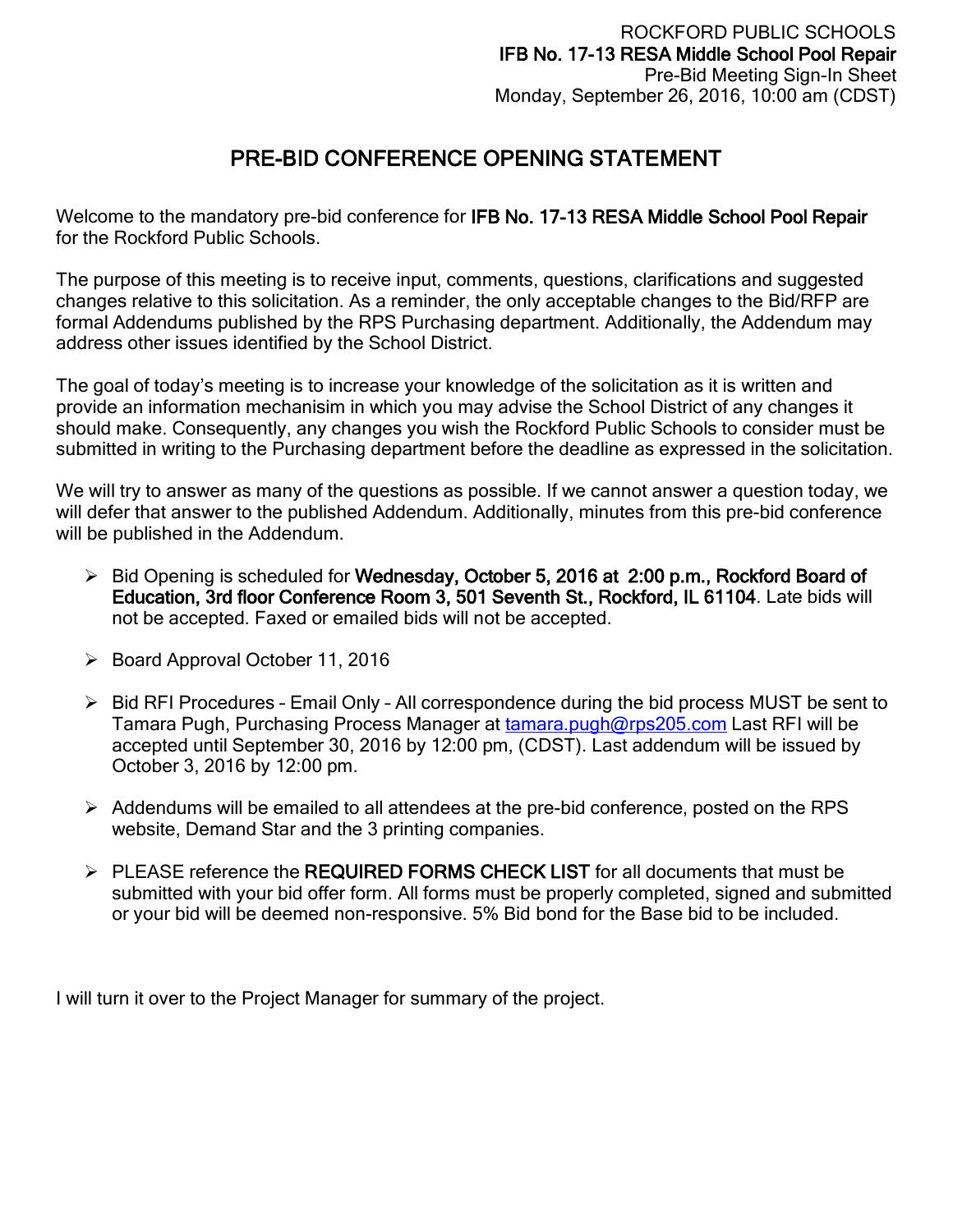ROCKFORD PUBLIC SCHOOLS
**IFB No. 17-13 RESA Middle School Pool Repair**
Pre-Bid Meeting Sign-In Sheet
Monday, September 26, 2016, 10:00 am (CDST)

# PRE-BID CONFERENCE OPENING STATEMENT

Welcome to the mandatory pre-bid conference for **IFB No. 17-13 RESA Middle School Pool Repair** for the Rockford Public Schools.

The purpose of this meeting is to receive input, comments, questions, clarifications and suggested changes relative to this solicitation. As a reminder, the only acceptable changes to the Bid/RFP are formal Addendums published by the RPS Purchasing department. Additionally, the Addendum may address other issues identified by the School District.

The goal of today's meeting is to increase your knowledge of the solicitation as it is written and provide an information mechanisim in which you may advise the School District of any changes it should make. Consequently, any changes you wish the Rockford Public Schools to consider must be submitted in writing to the Purchasing department before the deadline as expressed in the solicitation.

We will try to answer as many of the questions as possible. If we cannot answer a question today, we will defer that answer to the published Addendum. Additionally, minutes from this pre-bid conference will be published in the Addendum.

- Bid Opening is scheduled for **Wednesday, October 5, 2016 at 2:00 p.m., Rockford Board of Education, 3rd floor Conference Room 3, 501 Seventh St., Rockford, IL 61104**. Late bids will not be accepted. Faxed or emailed bids will not be accepted.
- Board Approval October 11, 2016
- Bid RFI Procedures – Email Only – All correspondence during the bid process MUST be sent to Tamara Pugh, Purchasing Process Manager at tamara.pugh@rps205.com Last RFI will be accepted until September 30, 2016 by 12:00 pm, (CDST). Last addendum will be issued by October 3, 2016 by 12:00 pm.
- Addendums will be emailed to all attendees at the pre-bid conference, posted on the RPS website, Demand Star and the 3 printing companies.
- PLEASE reference the **REQUIRED FORMS CHECK LIST** for all documents that must be submitted with your bid offer form. All forms must be properly completed, signed and submitted or your bid will be deemed non-responsive. 5% Bid bond for the Base bid to be included.

I will turn it over to the Project Manager for summary of the project.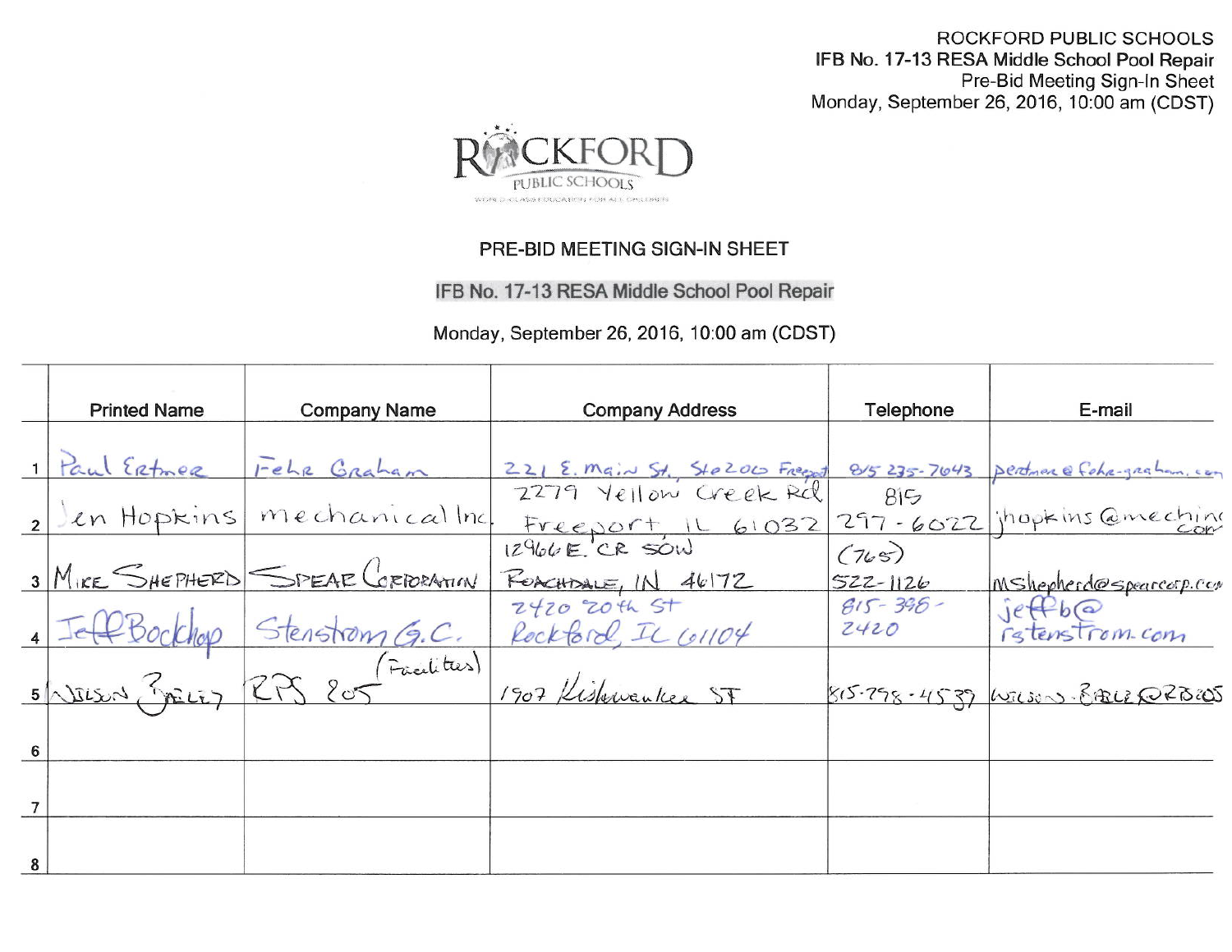ROCKFORD PUBLIC SCHOOLS
IFB No. 17-13 RESA Middle School Pool Repair
Pre-Bid Meeting Sign-In Sheet
Monday, September 26, 2016, 10:00 am (CDST)

ROCKFORD PUBLIC SCHOOLS

## PRE-BID MEETING SIGN-IN SHEET

### IFB No. 17-13 RESA Middle School Pool Repair

Monday, September 26, 2016, 10:00 am (CDST)

| | Printed Name | Company Name | Company Address | Telephone | E-mail |
|---|---|---|---|---|---|
| 1 | Paul Ertmer | Fehr Graham | 221 E. Main St, Ste 200 Freeport | 815 235-7643 | pertmer@fehr-graham.com |
| 2 | Jen Hopkins | mechanical Inc. | 2279 Yellow Creek Rd Freeport, IL 61032 | 815 297-6022 | jhopkins@mechinc.com |
| 3 | Mike Shepherd | Spear Corporation | 12966 E. CR 50W Roachdale, IN 46172 | (765) 522-1126 | mshepherd@spearcorp.com |
| 4 | Jeff Bockhop | Stenstrom G.C. | 2420 20th St Rockford, IL 61104 | 815-398-2420 | jeffb@rstenstrom.com |
| 5 | Wilson Bailey | RPS 205 (Facilities) | 1907 Kishwaukee ST | 815-298-4537 | wilson.bailey@rps205 |
| 6 | | | | | |
| 7 | | | | | |
| 8 | | | | | |